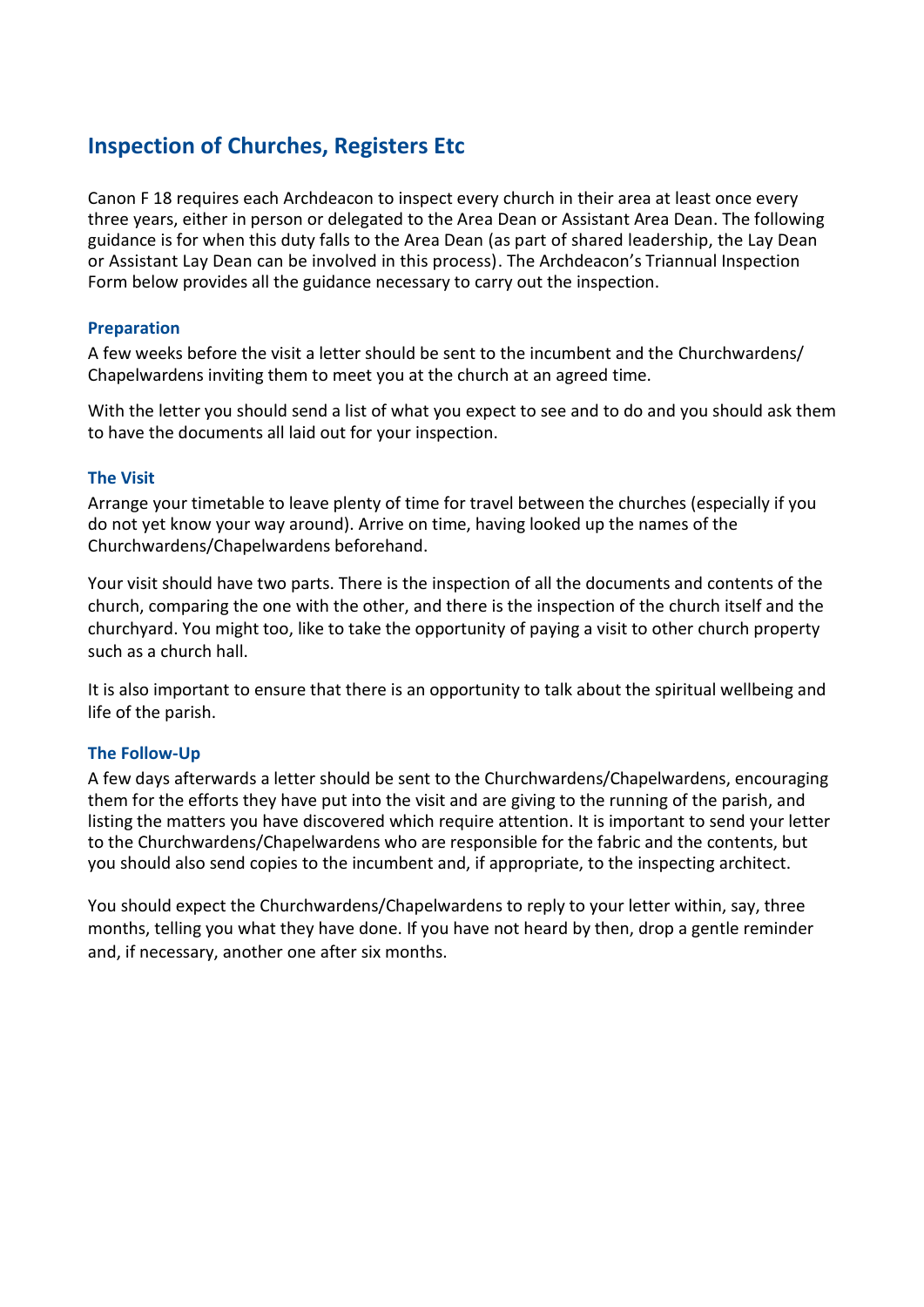## Inspection of Churches, Registers Etc

Canon F 18 requires each Archdeacon to inspect every church in their area at least once every three years, either in person or delegated to the Area Dean or Assistant Area Dean. The following guidance is for when this duty falls to the Area Dean (as part of shared leadership, the Lay Dean or Assistant Lay Dean can be involved in this process). The Archdeacon's Triannual Inspection Form below provides all the guidance necessary to carry out the inspection.

### Preparation

A few weeks before the visit a letter should be sent to the incumbent and the Churchwardens/ Chapelwardens inviting them to meet you at the church at an agreed time.

With the letter you should send a list of what you expect to see and to do and you should ask them to have the documents all laid out for your inspection.

### The Visit

Arrange your timetable to leave plenty of time for travel between the churches (especially if you do not yet know your way around). Arrive on time, having looked up the names of the Churchwardens/Chapelwardens beforehand.

Your visit should have two parts. There is the inspection of all the documents and contents of the church, comparing the one with the other, and there is the inspection of the church itself and the churchyard. You might too, like to take the opportunity of paying a visit to other church property such as a church hall.

It is also important to ensure that there is an opportunity to talk about the spiritual wellbeing and life of the parish.

### The Follow-Up

A few days afterwards a letter should be sent to the Churchwardens/Chapelwardens, encouraging them for the efforts they have put into the visit and are giving to the running of the parish, and listing the matters you have discovered which require attention. It is important to send your letter to the Churchwardens/Chapelwardens who are responsible for the fabric and the contents, but you should also send copies to the incumbent and, if appropriate, to the inspecting architect.

You should expect the Churchwardens/Chapelwardens to reply to your letter within, say, three months, telling you what they have done. If you have not heard by then, drop a gentle reminder and, if necessary, another one after six months.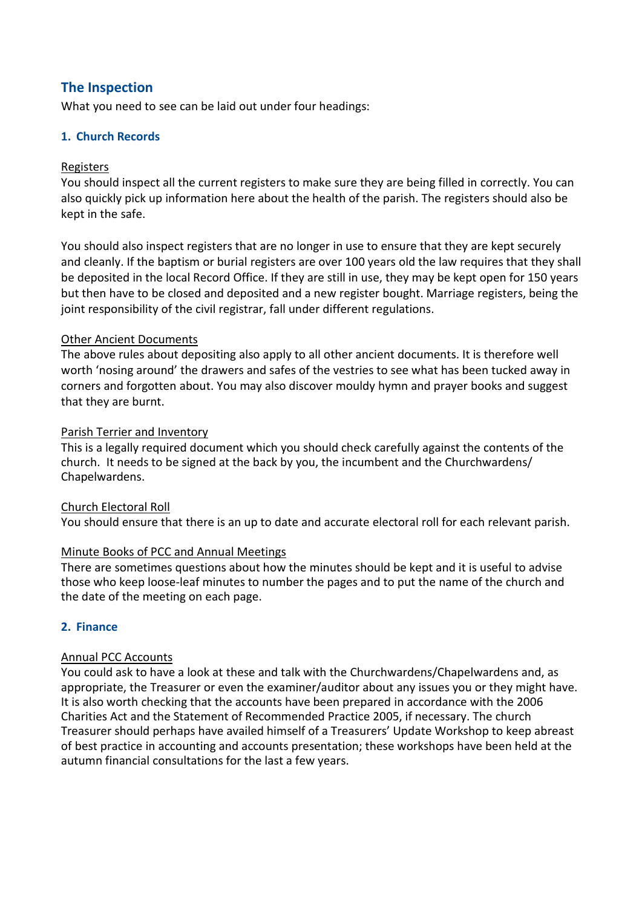## The Inspection

What you need to see can be laid out under four headings:

### 1. Church Records

Registers

You should inspect all the current registers to make sure they are being filled in correctly. You can also quickly pick up information here about the health of the parish. The registers should also be kept in the safe.

You should also inspect registers that are no longer in use to ensure that they are kept securely and cleanly. If the baptism or burial registers are over 100 years old the law requires that they shall be deposited in the local Record Office. If they are still in use, they may be kept open for 150 years but then have to be closed and deposited and a new register bought. Marriage registers, being the joint responsibility of the civil registrar, fall under different regulations.

Other Ancient Documents

The above rules about depositing also apply to all other ancient documents. It is therefore well worth 'nosing around' the drawers and safes of the vestries to see what has been tucked away in corners and forgotten about. You may also discover mouldy hymn and prayer books and suggest that they are burnt.

Parish Terrier and Inventory

This is a legally required document which you should check carefully against the contents of the church. It needs to be signed at the back by you, the incumbent and the Churchwardens/ Chapelwardens.

Church Electoral Roll

You should ensure that there is an up to date and accurate electoral roll for each relevant parish.

Minute Books of PCC and Annual Meetings

There are sometimes questions about how the minutes should be kept and it is useful to advise those who keep loose-leaf minutes to number the pages and to put the name of the church and the date of the meeting on each page.

### 2. Finance

Annual PCC Accounts

You could ask to have a look at these and talk with the Churchwardens/Chapelwardens and, as appropriate, the Treasurer or even the examiner/auditor about any issues you or they might have. It is also worth checking that the accounts have been prepared in accordance with the 2006 Charities Act and the Statement of Recommended Practice 2005, if necessary. The church Treasurer should perhaps have availed himself of a Treasurers' Update Workshop to keep abreast of best practice in accounting and accounts presentation; these workshops have been held at the autumn financial consultations for the last a few years.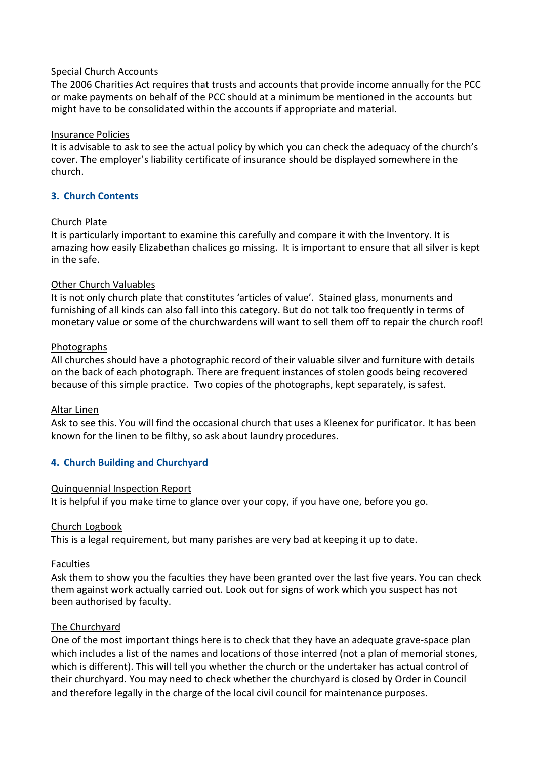Special Church Accounts

The 2006 Charities Act requires that trusts and accounts that provide income annually for the PCC or make payments on behalf of the PCC should at a minimum be mentioned in the accounts but might have to be consolidated within the accounts if appropriate and material.

Insurance Policies

It is advisable to ask to see the actual policy by which you can check the adequacy of the church's cover. The employer's liability certificate of insurance should be displayed somewhere in the church.

## 3. Church Contents

Church Plate

It is particularly important to examine this carefully and compare it with the Inventory. It is amazing how easily Elizabethan chalices go missing. It is important to ensure that all silver is kept in the safe.

Other Church Valuables

It is not only church plate that constitutes 'articles of value'. Stained glass, monuments and furnishing of all kinds can also fall into this category. But do not talk too frequently in terms of monetary value or some of the churchwardens will want to sell them off to repair the church roof!

Photographs

All churches should have a photographic record of their valuable silver and furniture with details on the back of each photograph. There are frequent instances of stolen goods being recovered because of this simple practice. Two copies of the photographs, kept separately, is safest.

Altar Linen

Ask to see this. You will find the occasional church that uses a Kleenex for purificator. It has been known for the linen to be filthy, so ask about laundry procedures.

## 4. Church Building and Churchyard

Quinquennial Inspection Report

It is helpful if you make time to glance over your copy, if you have one, before you go.

Church Logbook

This is a legal requirement, but many parishes are very bad at keeping it up to date.

Faculties

Ask them to show you the faculties they have been granted over the last five years. You can check them against work actually carried out. Look out for signs of work which you suspect has not been authorised by faculty.

The Churchyard

One of the most important things here is to check that they have an adequate grave-space plan which includes a list of the names and locations of those interred (not a plan of memorial stones, which is different). This will tell you whether the church or the undertaker has actual control of their churchyard. You may need to check whether the churchyard is closed by Order in Council and therefore legally in the charge of the local civil council for maintenance purposes.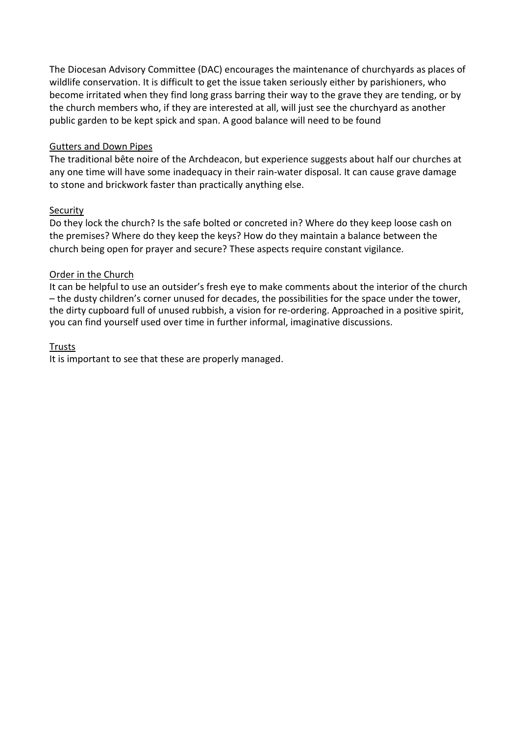The Diocesan Advisory Committee (DAC) encourages the maintenance of churchyards as places of wildlife conservation. It is difficult to get the issue taken seriously either by parishioners, who become irritated when they find long grass barring their way to the grave they are tending, or by the church members who, if they are interested at all, will just see the churchyard as another public garden to be kept spick and span. A good balance will need to be found

<u>Gutters and Down Pipes</u>

The traditional bête noire of the Archdeacon, but experience suggests about half our churches at any one time will have some inadequacy in their rain-water disposal. It can cause grave damage to stone and brickwork faster than practically anything else.

<u>Security</u>

Do they lock the church? Is the safe bolted or concreted in? Where do they keep loose cash on the premises? Where do they keep the keys? How do they maintain a balance between the church being open for prayer and secure? These aspects require constant vigilance.

<u>Order in the Church</u>

It can be helpful to use an outsider's fresh eye to make comments about the interior of the church – the dusty children's corner unused for decades, the possibilities for the space under the tower, the dirty cupboard full of unused rubbish, a vision for re-ordering. Approached in a positive spirit, you can find yourself used over time in further informal, imaginative discussions.

<u>Trusts</u>

It is important to see that these are properly managed.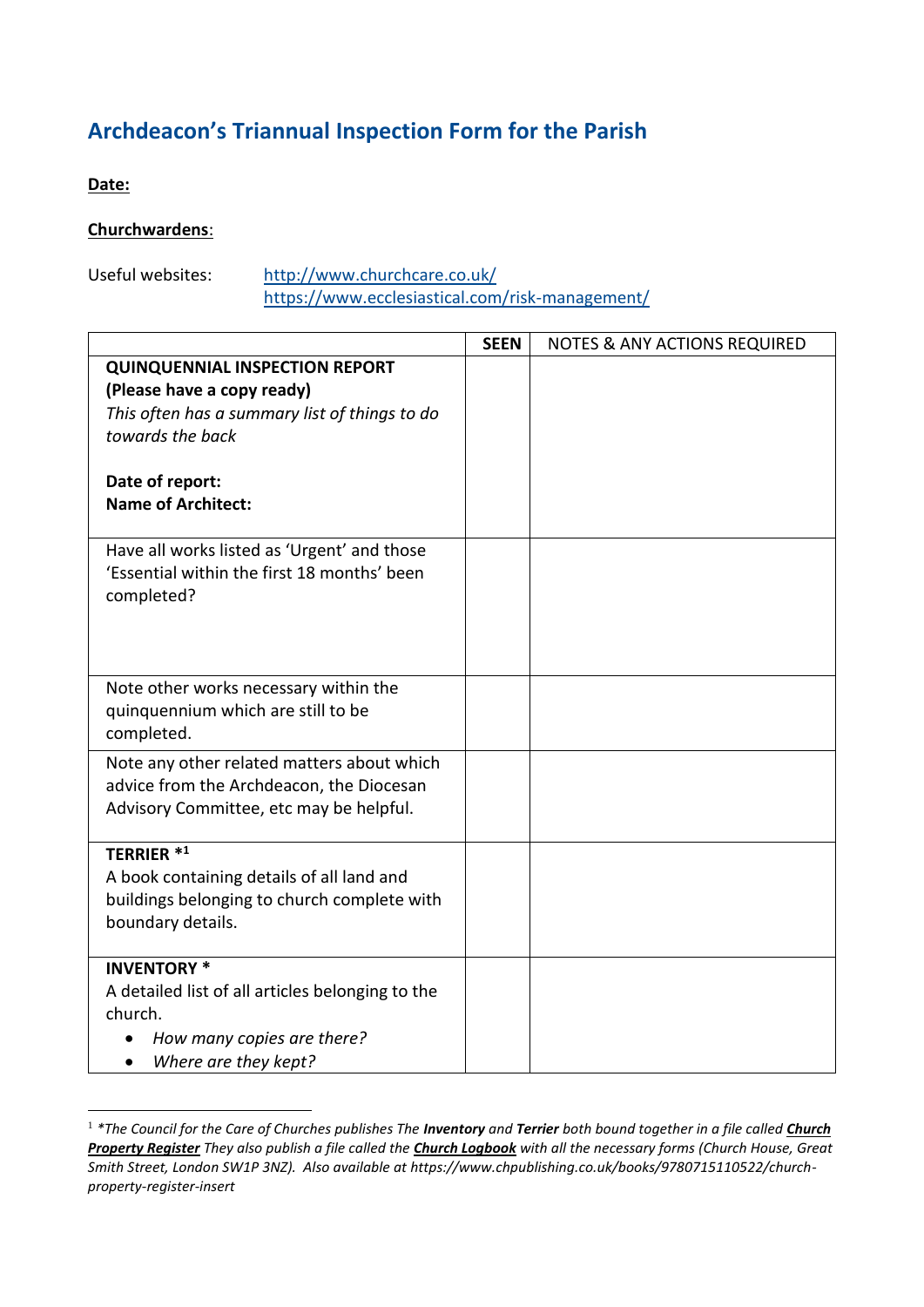## Archdeacon's Triannual Inspection Form for the Parish

**Date:**

**Churchwardens**:

Useful websites: http://www.churchcare.co.uk/
https://www.ecclesiastical.com/risk-management/

| | SEEN | NOTES & ANY ACTIONS REQUIRED |
|---|---|---|
| **QUINQUENNIAL INSPECTION REPORT (Please have a copy ready)**<br>*This often has a summary list of things to do towards the back*<br><br>**Date of report:**<br>**Name of Architect:** | | |
| Have all works listed as 'Urgent' and those 'Essential within the first 18 months' been completed? | | |
| Note other works necessary within the quinquennium which are still to be completed. | | |
| Note any other related matters about which advice from the Archdeacon, the Diocesan Advisory Committee, etc may be helpful. | | |
| **TERRIER *[1]**<br>A book containing details of all land and buildings belonging to church complete with boundary details. | | |
| **INVENTORY ***<br>A detailed list of all articles belonging to the church.<br>• *How many copies are there?*<br>• *Where are they kept?* | | |

[1] **The Council for the Care of Churches publishes The* ***Inventory*** *and* ***Terrier*** *both bound together in a file called* ***Church Property Register*** *They also publish a file called the* ***Church Logbook*** *with all the necessary forms (Church House, Great Smith Street, London SW1P 3NZ). Also available at https://www.chpublishing.co.uk/books/9780715110522/church-property-register-insert*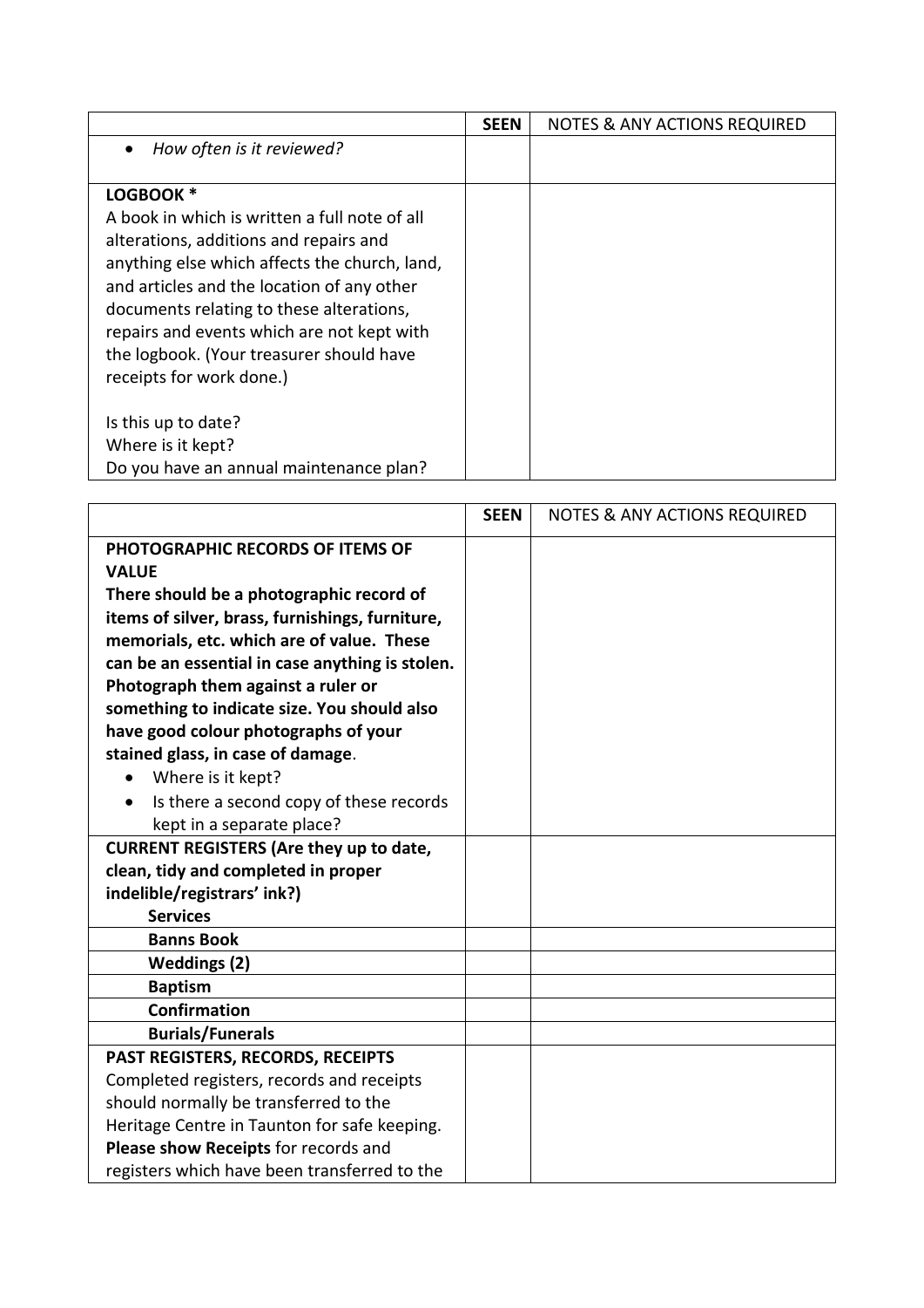| | SEEN | NOTES & ANY ACTIONS REQUIRED |
|---|---|---|
| • *How often is it reviewed?* | | |
| **LOGBOOK \*** <br> A book in which is written a full note of all alterations, additions and repairs and anything else which affects the church, land, and articles and the location of any other documents relating to these alterations, repairs and events which are not kept with the logbook. (Your treasurer should have receipts for work done.) <br><br> Is this up to date? <br> Where is it kept? <br> Do you have an annual maintenance plan? | | |

| | SEEN | NOTES & ANY ACTIONS REQUIRED |
|---|---|---|
| **PHOTOGRAPHIC RECORDS OF ITEMS OF VALUE** <br> **There should be a photographic record of items of silver, brass, furnishings, furniture, memorials, etc. which are of value. These can be an essential in case anything is stolen. Photograph them against a ruler or something to indicate size. You should also have good colour photographs of your stained glass, in case of damage**. <br> • Where is it kept? <br> • Is there a second copy of these records kept in a separate place? | | |
| **CURRENT REGISTERS (Are they up to date, clean, tidy and completed in proper indelible/registrars' ink?)** <br> **Services** | | |
| **Banns Book** | | |
| **Weddings (2)** | | |
| **Baptism** | | |
| **Confirmation** | | |
| **Burials/Funerals** | | |
| **PAST REGISTERS, RECORDS, RECEIPTS** <br> Completed registers, records and receipts should normally be transferred to the Heritage Centre in Taunton for safe keeping. **Please show Receipts** for records and registers which have been transferred to the | | |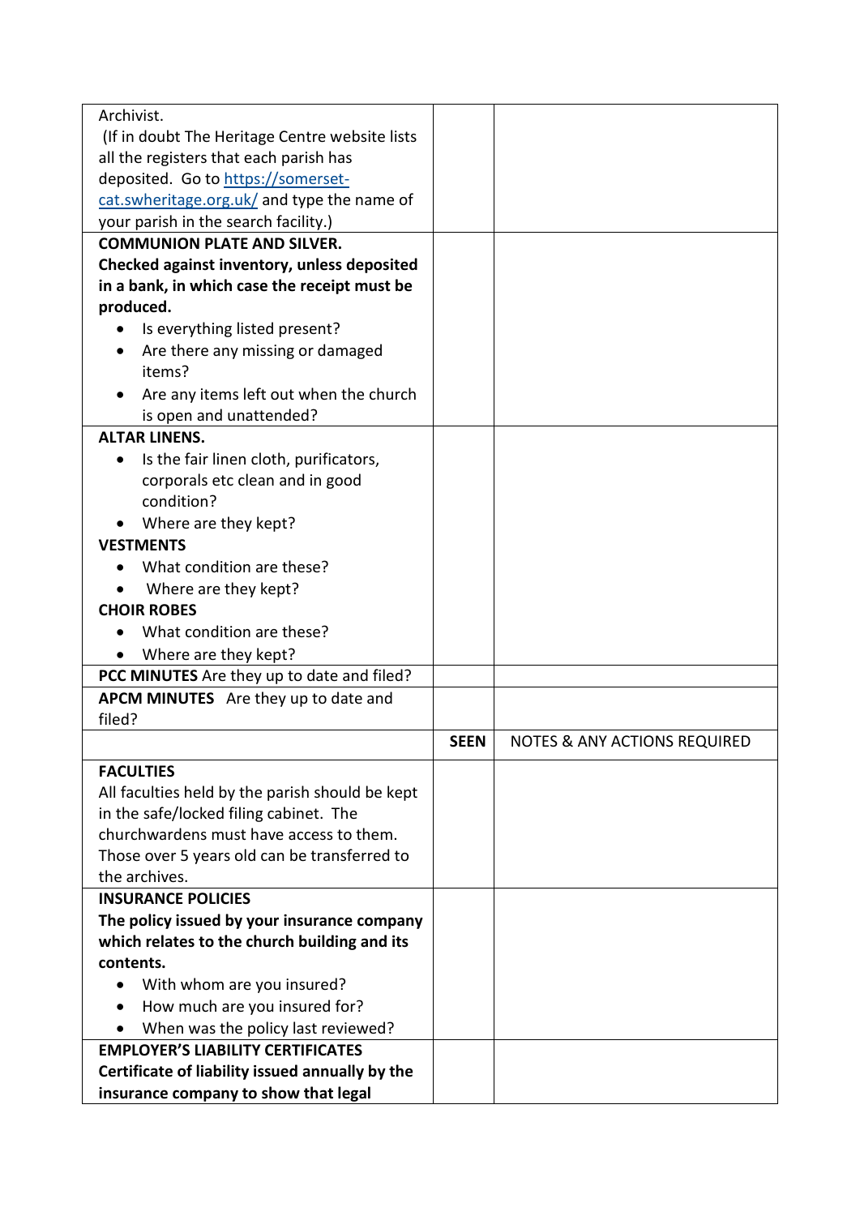| | | |
|---|---|---|
| Archivist.<br>(If in doubt The Heritage Centre website lists all the registers that each parish has deposited. Go to [https://somerset-cat.swheritage.org.uk/](https://somerset-cat.swheritage.org.uk/) and type the name of your parish in the search facility.) | | |
| **COMMUNION PLATE AND SILVER. Checked against inventory, unless deposited in a bank, in which case the receipt must be produced.**<br>• Is everything listed present?<br>• Are there any missing or damaged items?<br>• Are any items left out when the church is open and unattended? | | |
| **ALTAR LINENS.**<br>• Is the fair linen cloth, purificators, corporals etc clean and in good condition?<br>• Where are they kept?<br>**VESTMENTS**<br>• What condition are these?<br>• Where are they kept?<br>**CHOIR ROBES**<br>• What condition are these?<br>• Where are they kept? | | |
| **PCC MINUTES** Are they up to date and filed? | | |
| **APCM MINUTES** Are they up to date and filed? | | |
| | **SEEN** | NOTES & ANY ACTIONS REQUIRED |
| **FACULTIES**<br>All faculties held by the parish should be kept in the safe/locked filing cabinet. The churchwardens must have access to them. Those over 5 years old can be transferred to the archives. | | |
| **INSURANCE POLICIES**<br>**The policy issued by your insurance company which relates to the church building and its contents.**<br>• With whom are you insured?<br>• How much are you insured for?<br>• When was the policy last reviewed? | | |
| **EMPLOYER'S LIABILITY CERTIFICATES**<br>**Certificate of liability issued annually by the insurance company to show that legal** | | |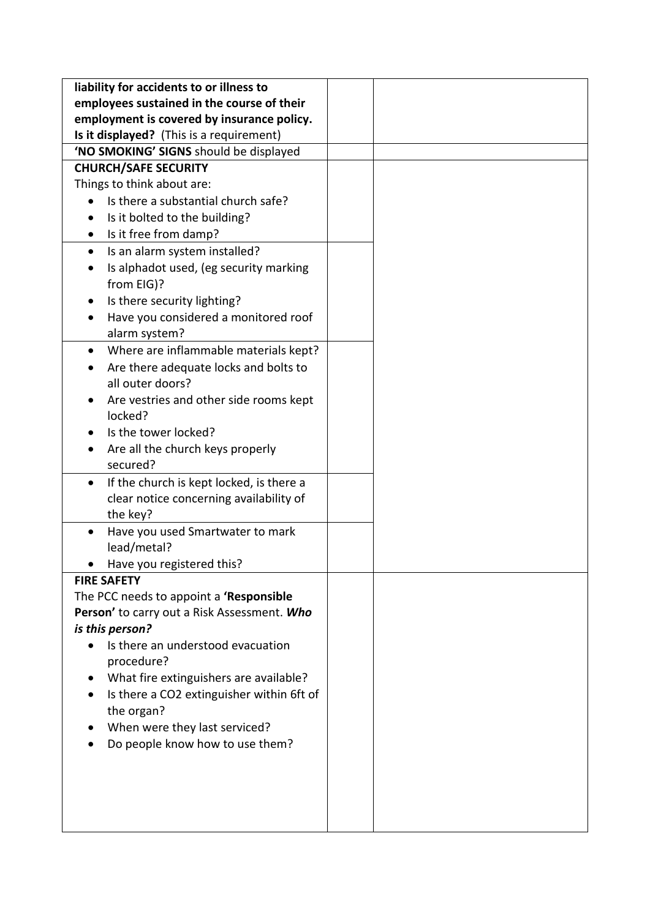| | | |
|---|---|---|
| **liability for accidents to or illness to employees sustained in the course of their employment is covered by insurance policy. Is it displayed?** (This is a requirement) | | |
| **'NO SMOKING' SIGNS** should be displayed | | |
| **CHURCH/SAFE SECURITY**<br>Things to think about are:<br>• Is there a substantial church safe?<br>• Is it bolted to the building?<br>• Is it free from damp? | | |
| • Is an alarm system installed?<br>• Is alphadot used, (eg security marking from EIG)?<br>• Is there security lighting?<br>• Have you considered a monitored roof alarm system? | | |
| • Where are inflammable materials kept?<br>• Are there adequate locks and bolts to all outer doors?<br>• Are vestries and other side rooms kept locked?<br>• Is the tower locked?<br>• Are all the church keys properly secured? | | |
| • If the church is kept locked, is there a clear notice concerning availability of the key? | | |
| • Have you used Smartwater to mark lead/metal?<br>• Have you registered this? | | |
| **FIRE SAFETY**<br>The PCC needs to appoint a **'Responsible Person'** to carry out a Risk Assessment. ***Who is this person?***<br>• Is there an understood evacuation procedure?<br>• What fire extinguishers are available?<br>• Is there a $CO_2$ extinguisher within 6ft of the organ?<br>• When were they last serviced?<br>• Do people know how to use them? | | |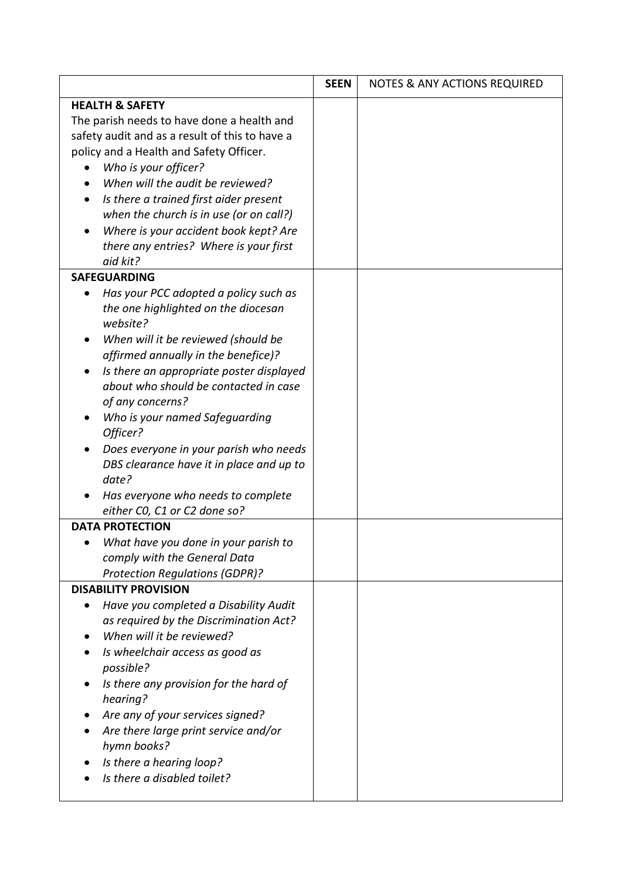| | **SEEN** | NOTES & ANY ACTIONS REQUIRED |
|---|---|---|
| **HEALTH & SAFETY**<br>The parish needs to have done a health and safety audit and as a result of this to have a policy and a Health and Safety Officer.<br>• *Who is your officer?*<br>• *When will the audit be reviewed?*<br>• *Is there a trained first aider present when the church is in use (or on call?)*<br>• *Where is your accident book kept? Are there any entries? Where is your first aid kit?* | | |
| **SAFEGUARDING**<br>• *Has your PCC adopted a policy such as the one highlighted on the diocesan website?*<br>• *When will it be reviewed (should be affirmed annually in the benefice)?*<br>• *Is there an appropriate poster displayed about who should be contacted in case of any concerns?*<br>• *Who is your named Safeguarding Officer?*<br>• *Does everyone in your parish who needs DBS clearance have it in place and up to date?*<br>• *Has everyone who needs to complete either C0, C1 or C2 done so?* | | |
| **DATA PROTECTION**<br>• *What have you done in your parish to comply with the General Data Protection Regulations (GDPR)?* | | |
| **DISABILITY PROVISION**<br>• *Have you completed a Disability Audit as required by the Discrimination Act?*<br>• *When will it be reviewed?*<br>• *Is wheelchair access as good as possible?*<br>• *Is there any provision for the hard of hearing?*<br>• *Are any of your services signed?*<br>• *Are there large print service and/or hymn books?*<br>• *Is there a hearing loop?*<br>• *Is there a disabled toilet?* | | |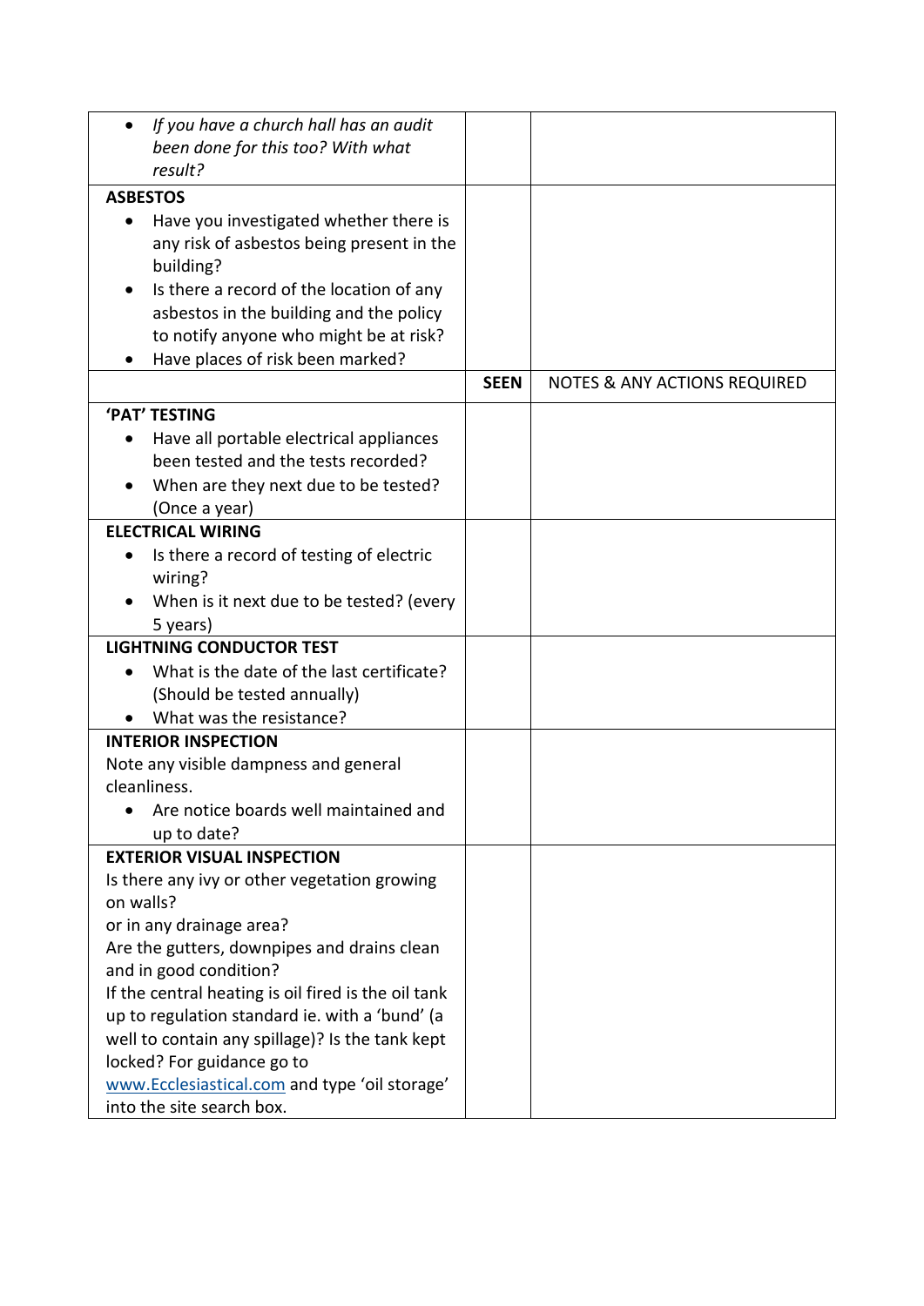| | | |
|---|---|---|
| • *If you have a church hall has an audit been done for this too? With what result?* | | |
| **ASBESTOS**<br>• Have you investigated whether there is any risk of asbestos being present in the building?<br>• Is there a record of the location of any asbestos in the building and the policy to notify anyone who might be at risk?<br>• Have places of risk been marked? | | |
| | **SEEN** | NOTES & ANY ACTIONS REQUIRED |
| **'PAT' TESTING**<br>• Have all portable electrical appliances been tested and the tests recorded?<br>• When are they next due to be tested? (Once a year) | | |
| **ELECTRICAL WIRING**<br>• Is there a record of testing of electric wiring?<br>• When is it next due to be tested? (every 5 years) | | |
| **LIGHTNING CONDUCTOR TEST**<br>• What is the date of the last certificate? (Should be tested annually)<br>• What was the resistance? | | |
| **INTERIOR INSPECTION**<br>Note any visible dampness and general cleanliness.<br>• Are notice boards well maintained and up to date? | | |
| **EXTERIOR VISUAL INSPECTION**<br>Is there any ivy or other vegetation growing on walls?<br>or in any drainage area?<br>Are the gutters, downpipes and drains clean and in good condition?<br>If the central heating is oil fired is the oil tank up to regulation standard ie. with a 'bund' (a well to contain any spillage)? Is the tank kept locked? For guidance go to [www.Ecclesiastical.com](http://www.Ecclesiastical.com) and type 'oil storage' into the site search box. | | |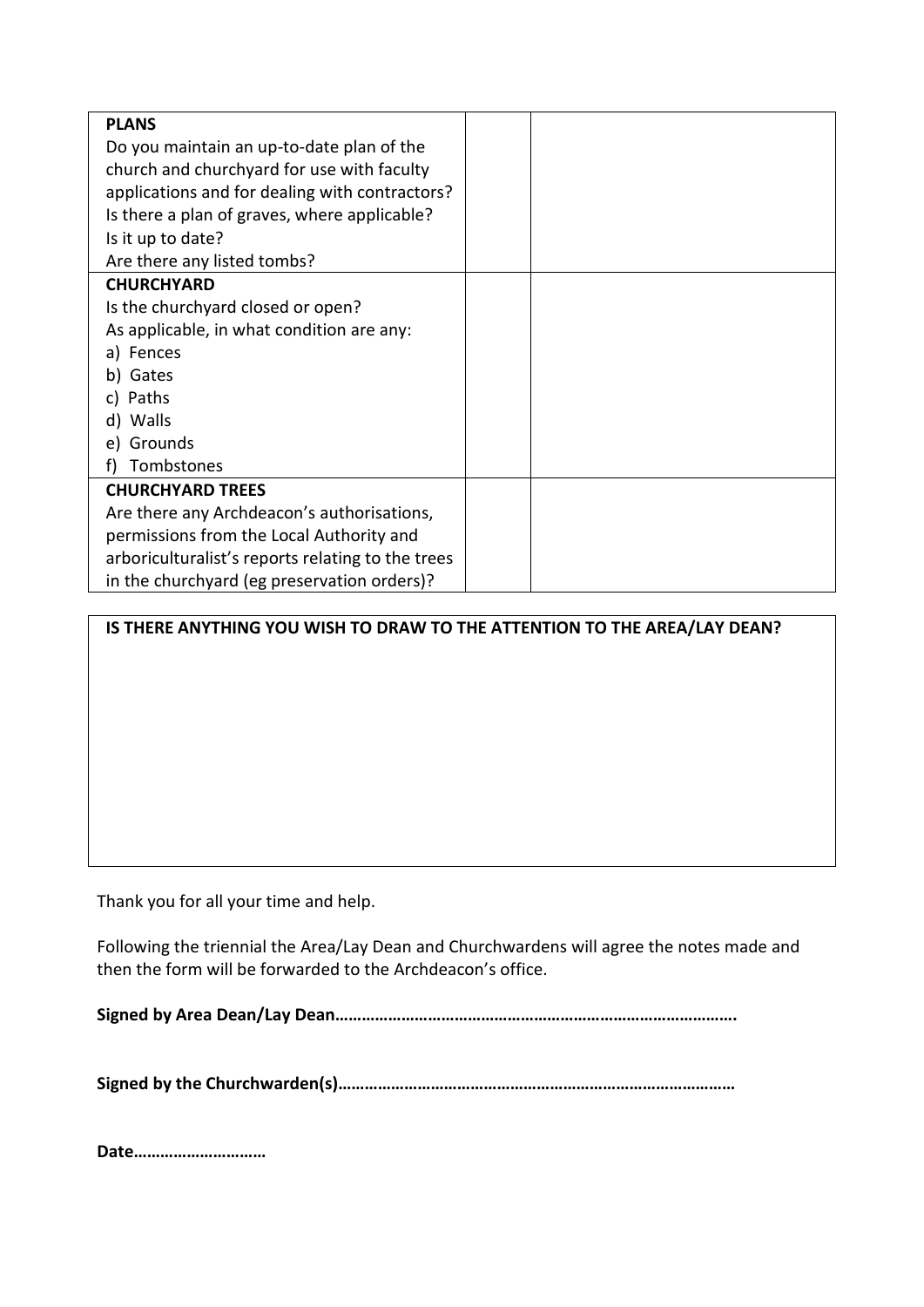| | | |
|---|---|---|
| **PLANS**<br>Do you maintain an up-to-date plan of the church and churchyard for use with faculty applications and for dealing with contractors?<br>Is there a plan of graves, where applicable?<br>Is it up to date?<br>Are there any listed tombs? | | |
| **CHURCHYARD**<br>Is the churchyard closed or open?<br>As applicable, in what condition are any:<br>a) Fences<br>b) Gates<br>c) Paths<br>d) Walls<br>e) Grounds<br>f) Tombstones | | |
| **CHURCHYARD TREES**<br>Are there any Archdeacon's authorisations, permissions from the Local Authority and arboriculturalist's reports relating to the trees in the churchyard (eg preservation orders)? | | |

| **IS THERE ANYTHING YOU WISH TO DRAW TO THE ATTENTION TO THE AREA/LAY DEAN?** |
|---|
| |

Thank you for all your time and help.

Following the triennial the Area/Lay Dean and Churchwardens will agree the notes made and then the form will be forwarded to the Archdeacon's office.

**Signed by Area Dean/Lay Dean…………………………………………………………………………….**

**Signed by the Churchwarden(s)……………………………………………………………………………**

**Date…………………………**